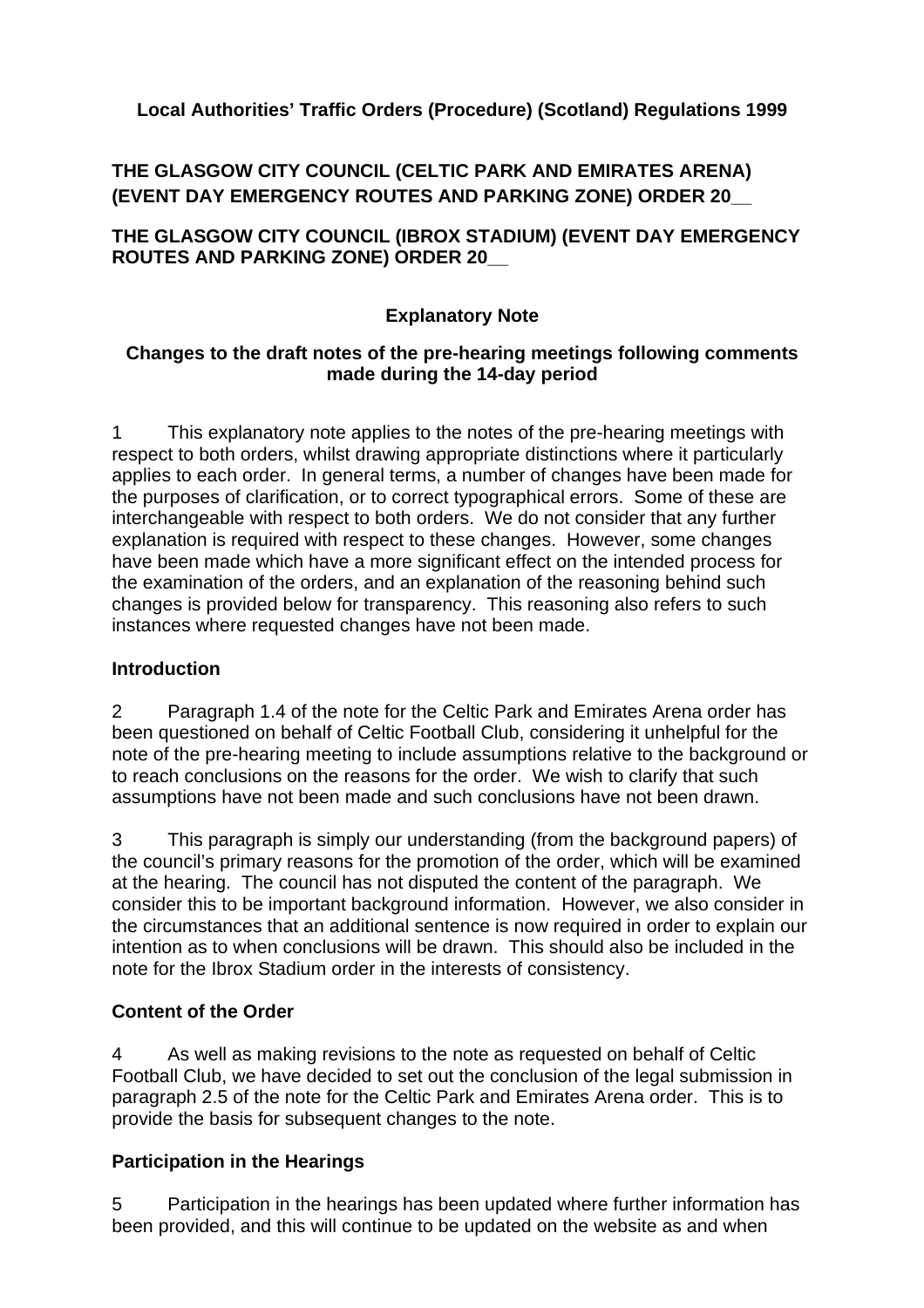**Local Authorities' Traffic Orders (Procedure) (Scotland) Regulations 1999**

**THE GLASGOW CITY COUNCIL (CELTIC PARK AND EMIRATES ARENA) (EVENT DAY EMERGENCY ROUTES AND PARKING ZONE) ORDER 20__**

**THE GLASGOW CITY COUNCIL (IBROX STADIUM) (EVENT DAY EMERGENCY ROUTES AND PARKING ZONE) ORDER 20__**

**Explanatory Note**

**Changes to the draft notes of the pre-hearing meetings following comments made during the 14-day period**

1 This explanatory note applies to the notes of the pre-hearing meetings with respect to both orders, whilst drawing appropriate distinctions where it particularly applies to each order. In general terms, a number of changes have been made for the purposes of clarification, or to correct typographical errors. Some of these are interchangeable with respect to both orders. We do not consider that any further explanation is required with respect to these changes. However, some changes have been made which have a more significant effect on the intended process for the examination of the orders, and an explanation of the reasoning behind such changes is provided below for transparency. This reasoning also refers to such instances where requested changes have not been made.

**Introduction**

2 Paragraph 1.4 of the note for the Celtic Park and Emirates Arena order has been questioned on behalf of Celtic Football Club, considering it unhelpful for the note of the pre-hearing meeting to include assumptions relative to the background or to reach conclusions on the reasons for the order. We wish to clarify that such assumptions have not been made and such conclusions have not been drawn.

3 This paragraph is simply our understanding (from the background papers) of the council's primary reasons for the promotion of the order, which will be examined at the hearing. The council has not disputed the content of the paragraph. We consider this to be important background information. However, we also consider in the circumstances that an additional sentence is now required in order to explain our intention as to when conclusions will be drawn. This should also be included in the note for the Ibrox Stadium order in the interests of consistency.

**Content of the Order**

4 As well as making revisions to the note as requested on behalf of Celtic Football Club, we have decided to set out the conclusion of the legal submission in paragraph 2.5 of the note for the Celtic Park and Emirates Arena order. This is to provide the basis for subsequent changes to the note.

**Participation in the Hearings**

5 Participation in the hearings has been updated where further information has been provided, and this will continue to be updated on the website as and when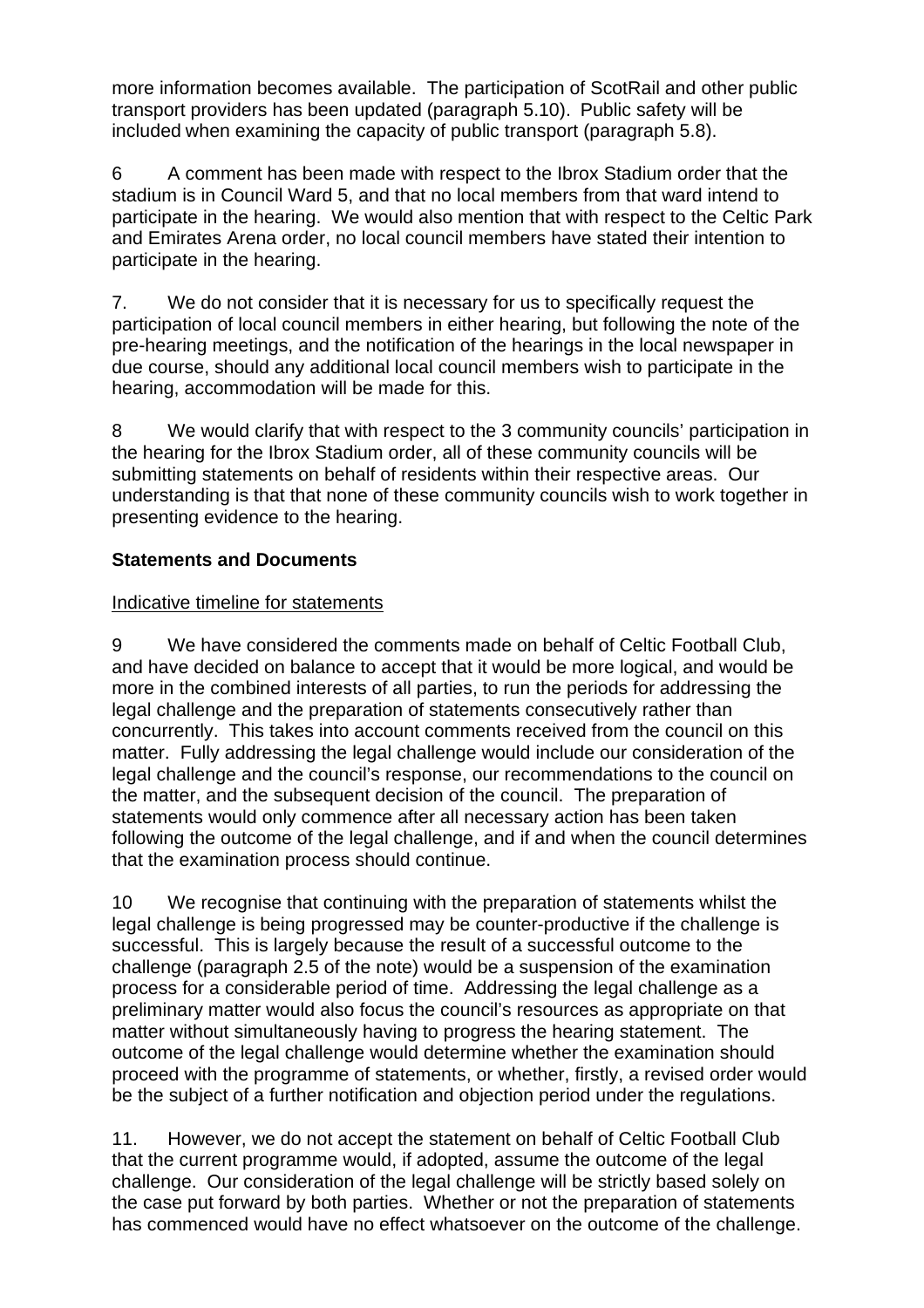more information becomes available. The participation of ScotRail and other public transport providers has been updated (paragraph 5.10). Public safety will be included when examining the capacity of public transport (paragraph 5.8).

6 A comment has been made with respect to the Ibrox Stadium order that the stadium is in Council Ward 5, and that no local members from that ward intend to participate in the hearing. We would also mention that with respect to the Celtic Park and Emirates Arena order, no local council members have stated their intention to participate in the hearing.

7. We do not consider that it is necessary for us to specifically request the participation of local council members in either hearing, but following the note of the pre-hearing meetings, and the notification of the hearings in the local newspaper in due course, should any additional local council members wish to participate in the hearing, accommodation will be made for this.

8 We would clarify that with respect to the 3 community councils' participation in the hearing for the Ibrox Stadium order, all of these community councils will be submitting statements on behalf of residents within their respective areas. Our understanding is that that none of these community councils wish to work together in presenting evidence to the hearing.

**Statements and Documents**

Indicative timeline for statements

9 We have considered the comments made on behalf of Celtic Football Club, and have decided on balance to accept that it would be more logical, and would be more in the combined interests of all parties, to run the periods for addressing the legal challenge and the preparation of statements consecutively rather than concurrently. This takes into account comments received from the council on this matter. Fully addressing the legal challenge would include our consideration of the legal challenge and the council's response, our recommendations to the council on the matter, and the subsequent decision of the council. The preparation of statements would only commence after all necessary action has been taken following the outcome of the legal challenge, and if and when the council determines that the examination process should continue.

10 We recognise that continuing with the preparation of statements whilst the legal challenge is being progressed may be counter-productive if the challenge is successful. This is largely because the result of a successful outcome to the challenge (paragraph 2.5 of the note) would be a suspension of the examination process for a considerable period of time. Addressing the legal challenge as a preliminary matter would also focus the council's resources as appropriate on that matter without simultaneously having to progress the hearing statement. The outcome of the legal challenge would determine whether the examination should proceed with the programme of statements, or whether, firstly, a revised order would be the subject of a further notification and objection period under the regulations.

11. However, we do not accept the statement on behalf of Celtic Football Club that the current programme would, if adopted, assume the outcome of the legal challenge. Our consideration of the legal challenge will be strictly based solely on the case put forward by both parties. Whether or not the preparation of statements has commenced would have no effect whatsoever on the outcome of the challenge.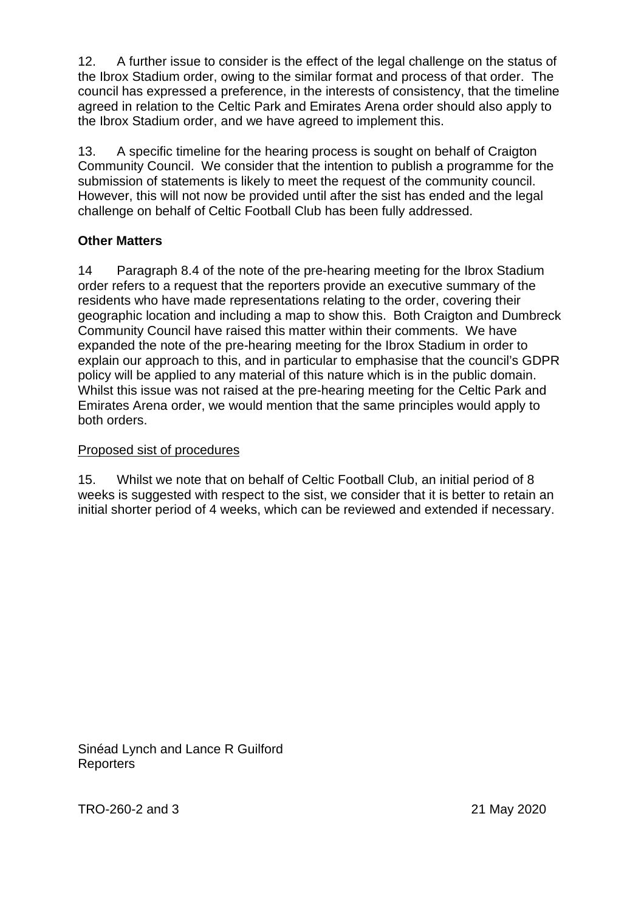12. A further issue to consider is the effect of the legal challenge on the status of the Ibrox Stadium order, owing to the similar format and process of that order. The council has expressed a preference, in the interests of consistency, that the timeline agreed in relation to the Celtic Park and Emirates Arena order should also apply to the Ibrox Stadium order, and we have agreed to implement this.

13. A specific timeline for the hearing process is sought on behalf of Craigton Community Council. We consider that the intention to publish a programme for the submission of statements is likely to meet the request of the community council. However, this will not now be provided until after the sist has ended and the legal challenge on behalf of Celtic Football Club has been fully addressed.

**Other Matters**

14 Paragraph 8.4 of the note of the pre-hearing meeting for the Ibrox Stadium order refers to a request that the reporters provide an executive summary of the residents who have made representations relating to the order, covering their geographic location and including a map to show this. Both Craigton and Dumbreck Community Council have raised this matter within their comments. We have expanded the note of the pre-hearing meeting for the Ibrox Stadium in order to explain our approach to this, and in particular to emphasise that the council's GDPR policy will be applied to any material of this nature which is in the public domain. Whilst this issue was not raised at the pre-hearing meeting for the Celtic Park and Emirates Arena order, we would mention that the same principles would apply to both orders.

<u>Proposed sist of procedures</u>

15. Whilst we note that on behalf of Celtic Football Club, an initial period of 8 weeks is suggested with respect to the sist, we consider that it is better to retain an initial shorter period of 4 weeks, which can be reviewed and extended if necessary.

Sinéad Lynch and Lance R Guilford
Reporters

TRO-260-2 and 3 21 May 2020